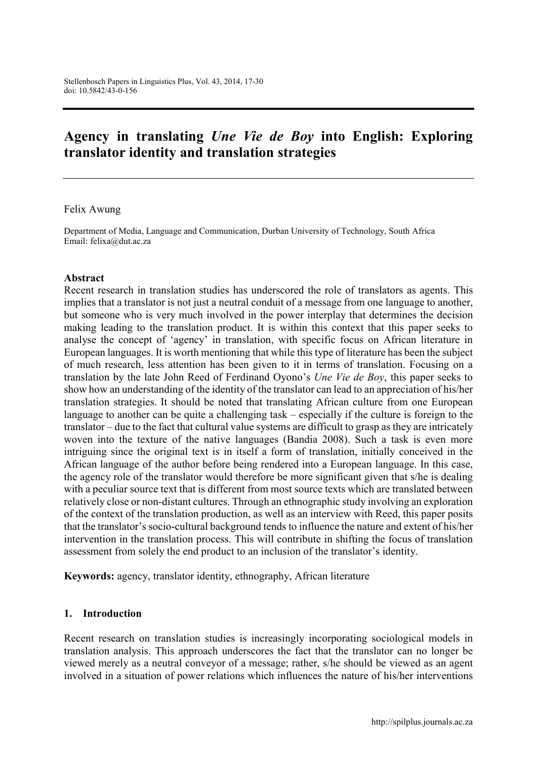# Agency in translating *Une Vie de Boy* into English: Exploring translator identity and translation strategies

Felix Awung

Department of Media, Language and Communication, Durban University of Technology, South Africa
Email: felixa@dut.ac.za

## Abstract

Recent research in translation studies has underscored the role of translators as agents. This implies that a translator is not just a neutral conduit of a message from one language to another, but someone who is very much involved in the power interplay that determines the decision making leading to the translation product. It is within this context that this paper seeks to analyse the concept of 'agency' in translation, with specific focus on African literature in European languages. It is worth mentioning that while this type of literature has been the subject of much research, less attention has been given to it in terms of translation. Focusing on a translation by the late John Reed of Ferdinand Oyono's *Une Vie de Boy*, this paper seeks to show how an understanding of the identity of the translator can lead to an appreciation of his/her translation strategies. It should be noted that translating African culture from one European language to another can be quite a challenging task – especially if the culture is foreign to the translator – due to the fact that cultural value systems are difficult to grasp as they are intricately woven into the texture of the native languages (Bandia 2008). Such a task is even more intriguing since the original text is in itself a form of translation, initially conceived in the African language of the author before being rendered into a European language. In this case, the agency role of the translator would therefore be more significant given that s/he is dealing with a peculiar source text that is different from most source texts which are translated between relatively close or non-distant cultures. Through an ethnographic study involving an exploration of the context of the translation production, as well as an interview with Reed, this paper posits that the translator's socio-cultural background tends to influence the nature and extent of his/her intervention in the translation process. This will contribute in shifting the focus of translation assessment from solely the end product to an inclusion of the translator's identity.

**Keywords:** agency, translator identity, ethnography, African literature

## 1. Introduction

Recent research on translation studies is increasingly incorporating sociological models in translation analysis. This approach underscores the fact that the translator can no longer be viewed merely as a neutral conveyor of a message; rather, s/he should be viewed as an agent involved in a situation of power relations which influences the nature of his/her interventions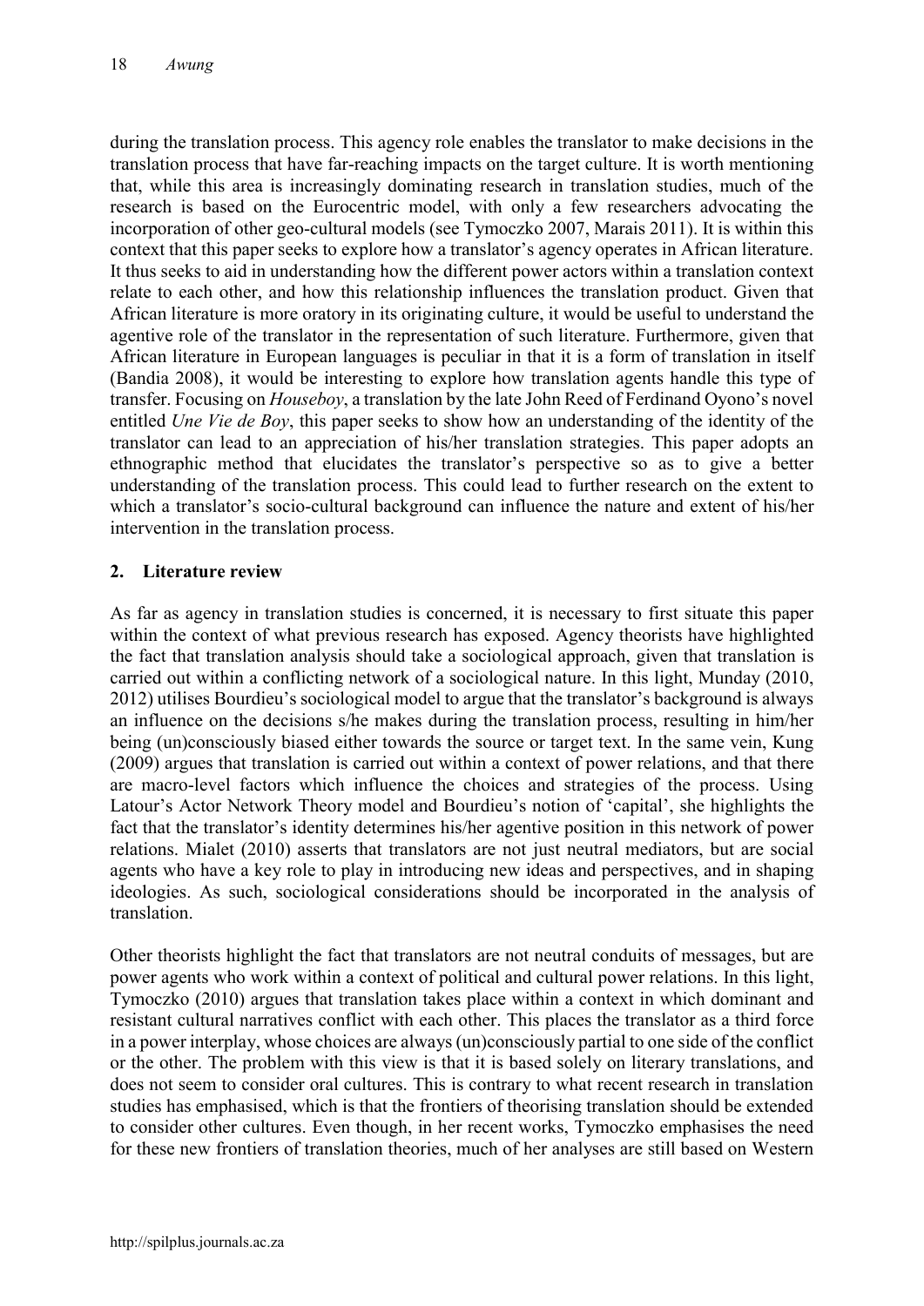during the translation process. This agency role enables the translator to make decisions in the translation process that have far-reaching impacts on the target culture. It is worth mentioning that, while this area is increasingly dominating research in translation studies, much of the research is based on the Eurocentric model, with only a few researchers advocating the incorporation of other geo-cultural models (see Tymoczko 2007, Marais 2011). It is within this context that this paper seeks to explore how a translator's agency operates in African literature. It thus seeks to aid in understanding how the different power actors within a translation context relate to each other, and how this relationship influences the translation product. Given that African literature is more oratory in its originating culture, it would be useful to understand the agentive role of the translator in the representation of such literature. Furthermore, given that African literature in European languages is peculiar in that it is a form of translation in itself (Bandia 2008), it would be interesting to explore how translation agents handle this type of transfer. Focusing on *Houseboy*, a translation by the late John Reed of Ferdinand Oyono's novel entitled *Une Vie de Boy*, this paper seeks to show how an understanding of the identity of the translator can lead to an appreciation of his/her translation strategies. This paper adopts an ethnographic method that elucidates the translator's perspective so as to give a better understanding of the translation process. This could lead to further research on the extent to which a translator's socio-cultural background can influence the nature and extent of his/her intervention in the translation process.

## 2. Literature review

As far as agency in translation studies is concerned, it is necessary to first situate this paper within the context of what previous research has exposed. Agency theorists have highlighted the fact that translation analysis should take a sociological approach, given that translation is carried out within a conflicting network of a sociological nature. In this light, Munday (2010, 2012) utilises Bourdieu's sociological model to argue that the translator's background is always an influence on the decisions s/he makes during the translation process, resulting in him/her being (un)consciously biased either towards the source or target text. In the same vein, Kung (2009) argues that translation is carried out within a context of power relations, and that there are macro-level factors which influence the choices and strategies of the process. Using Latour's Actor Network Theory model and Bourdieu's notion of 'capital', she highlights the fact that the translator's identity determines his/her agentive position in this network of power relations. Mialet (2010) asserts that translators are not just neutral mediators, but are social agents who have a key role to play in introducing new ideas and perspectives, and in shaping ideologies. As such, sociological considerations should be incorporated in the analysis of translation.

Other theorists highlight the fact that translators are not neutral conduits of messages, but are power agents who work within a context of political and cultural power relations. In this light, Tymoczko (2010) argues that translation takes place within a context in which dominant and resistant cultural narratives conflict with each other. This places the translator as a third force in a power interplay, whose choices are always (un)consciously partial to one side of the conflict or the other. The problem with this view is that it is based solely on literary translations, and does not seem to consider oral cultures. This is contrary to what recent research in translation studies has emphasised, which is that the frontiers of theorising translation should be extended to consider other cultures. Even though, in her recent works, Tymoczko emphasises the need for these new frontiers of translation theories, much of her analyses are still based on Western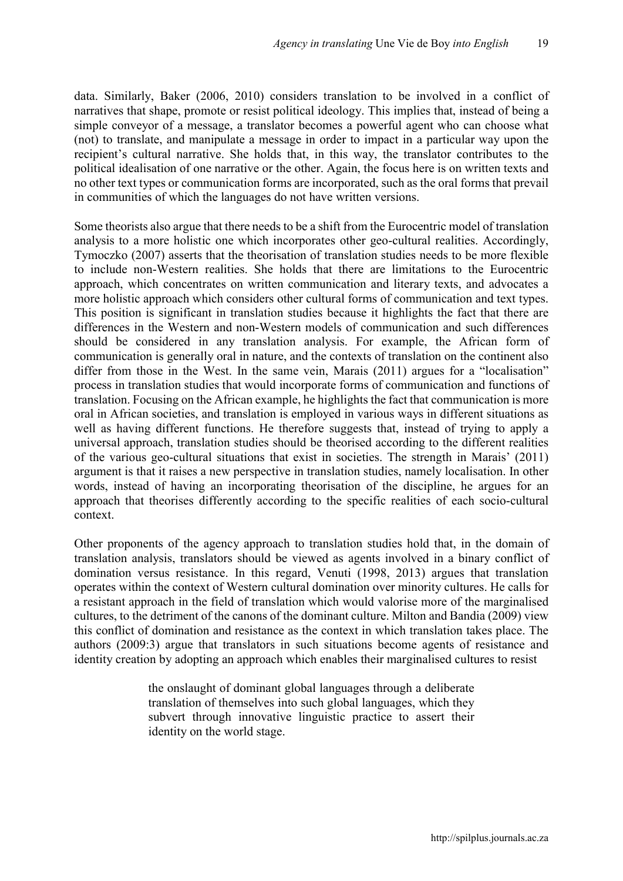data. Similarly, Baker (2006, 2010) considers translation to be involved in a conflict of narratives that shape, promote or resist political ideology. This implies that, instead of being a simple conveyor of a message, a translator becomes a powerful agent who can choose what (not) to translate, and manipulate a message in order to impact in a particular way upon the recipient's cultural narrative. She holds that, in this way, the translator contributes to the political idealisation of one narrative or the other. Again, the focus here is on written texts and no other text types or communication forms are incorporated, such as the oral forms that prevail in communities of which the languages do not have written versions.

Some theorists also argue that there needs to be a shift from the Eurocentric model of translation analysis to a more holistic one which incorporates other geo-cultural realities. Accordingly, Tymoczko (2007) asserts that the theorisation of translation studies needs to be more flexible to include non-Western realities. She holds that there are limitations to the Eurocentric approach, which concentrates on written communication and literary texts, and advocates a more holistic approach which considers other cultural forms of communication and text types. This position is significant in translation studies because it highlights the fact that there are differences in the Western and non-Western models of communication and such differences should be considered in any translation analysis. For example, the African form of communication is generally oral in nature, and the contexts of translation on the continent also differ from those in the West. In the same vein, Marais (2011) argues for a "localisation" process in translation studies that would incorporate forms of communication and functions of translation. Focusing on the African example, he highlights the fact that communication is more oral in African societies, and translation is employed in various ways in different situations as well as having different functions. He therefore suggests that, instead of trying to apply a universal approach, translation studies should be theorised according to the different realities of the various geo-cultural situations that exist in societies. The strength in Marais' (2011) argument is that it raises a new perspective in translation studies, namely localisation. In other words, instead of having an incorporating theorisation of the discipline, he argues for an approach that theorises differently according to the specific realities of each socio-cultural context.

Other proponents of the agency approach to translation studies hold that, in the domain of translation analysis, translators should be viewed as agents involved in a binary conflict of domination versus resistance. In this regard, Venuti (1998, 2013) argues that translation operates within the context of Western cultural domination over minority cultures. He calls for a resistant approach in the field of translation which would valorise more of the marginalised cultures, to the detriment of the canons of the dominant culture. Milton and Bandia (2009) view this conflict of domination and resistance as the context in which translation takes place. The authors (2009:3) argue that translators in such situations become agents of resistance and identity creation by adopting an approach which enables their marginalised cultures to resist

> the onslaught of dominant global languages through a deliberate translation of themselves into such global languages, which they subvert through innovative linguistic practice to assert their identity on the world stage.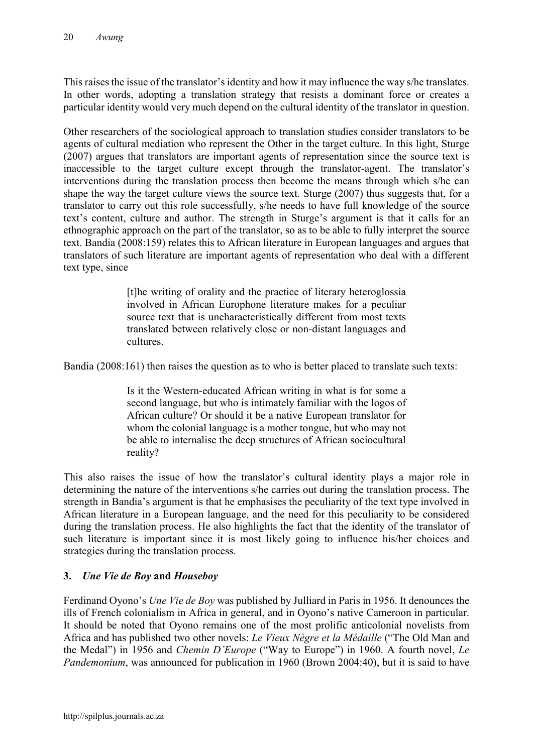This raises the issue of the translator's identity and how it may influence the way s/he translates. In other words, adopting a translation strategy that resists a dominant force or creates a particular identity would very much depend on the cultural identity of the translator in question.

Other researchers of the sociological approach to translation studies consider translators to be agents of cultural mediation who represent the Other in the target culture. In this light, Sturge (2007) argues that translators are important agents of representation since the source text is inaccessible to the target culture except through the translator-agent. The translator's interventions during the translation process then become the means through which s/he can shape the way the target culture views the source text. Sturge (2007) thus suggests that, for a translator to carry out this role successfully, s/he needs to have full knowledge of the source text's content, culture and author. The strength in Sturge's argument is that it calls for an ethnographic approach on the part of the translator, so as to be able to fully interpret the source text. Bandia (2008:159) relates this to African literature in European languages and argues that translators of such literature are important agents of representation who deal with a different text type, since

> [t]he writing of orality and the practice of literary heteroglossia involved in African Europhone literature makes for a peculiar source text that is uncharacteristically different from most texts translated between relatively close or non-distant languages and cultures.

Bandia (2008:161) then raises the question as to who is better placed to translate such texts:

> Is it the Western-educated African writing in what is for some a second language, but who is intimately familiar with the logos of African culture? Or should it be a native European translator for whom the colonial language is a mother tongue, but who may not be able to internalise the deep structures of African sociocultural reality?

This also raises the issue of how the translator's cultural identity plays a major role in determining the nature of the interventions s/he carries out during the translation process. The strength in Bandia's argument is that he emphasises the peculiarity of the text type involved in African literature in a European language, and the need for this peculiarity to be considered during the translation process. He also highlights the fact that the identity of the translator of such literature is important since it is most likely going to influence his/her choices and strategies during the translation process.

## 3. *Une Vie de Boy* and *Houseboy*

Ferdinand Oyono's *Une Vie de Boy* was published by Julliard in Paris in 1956. It denounces the ills of French colonialism in Africa in general, and in Oyono's native Cameroon in particular. It should be noted that Oyono remains one of the most prolific anticolonial novelists from Africa and has published two other novels: *Le Vieux Nègre et la Médaille* ("The Old Man and the Medal") in 1956 and *Chemin D'Europe* ("Way to Europe") in 1960. A fourth novel, *Le Pandemonium*, was announced for publication in 1960 (Brown 2004:40), but it is said to have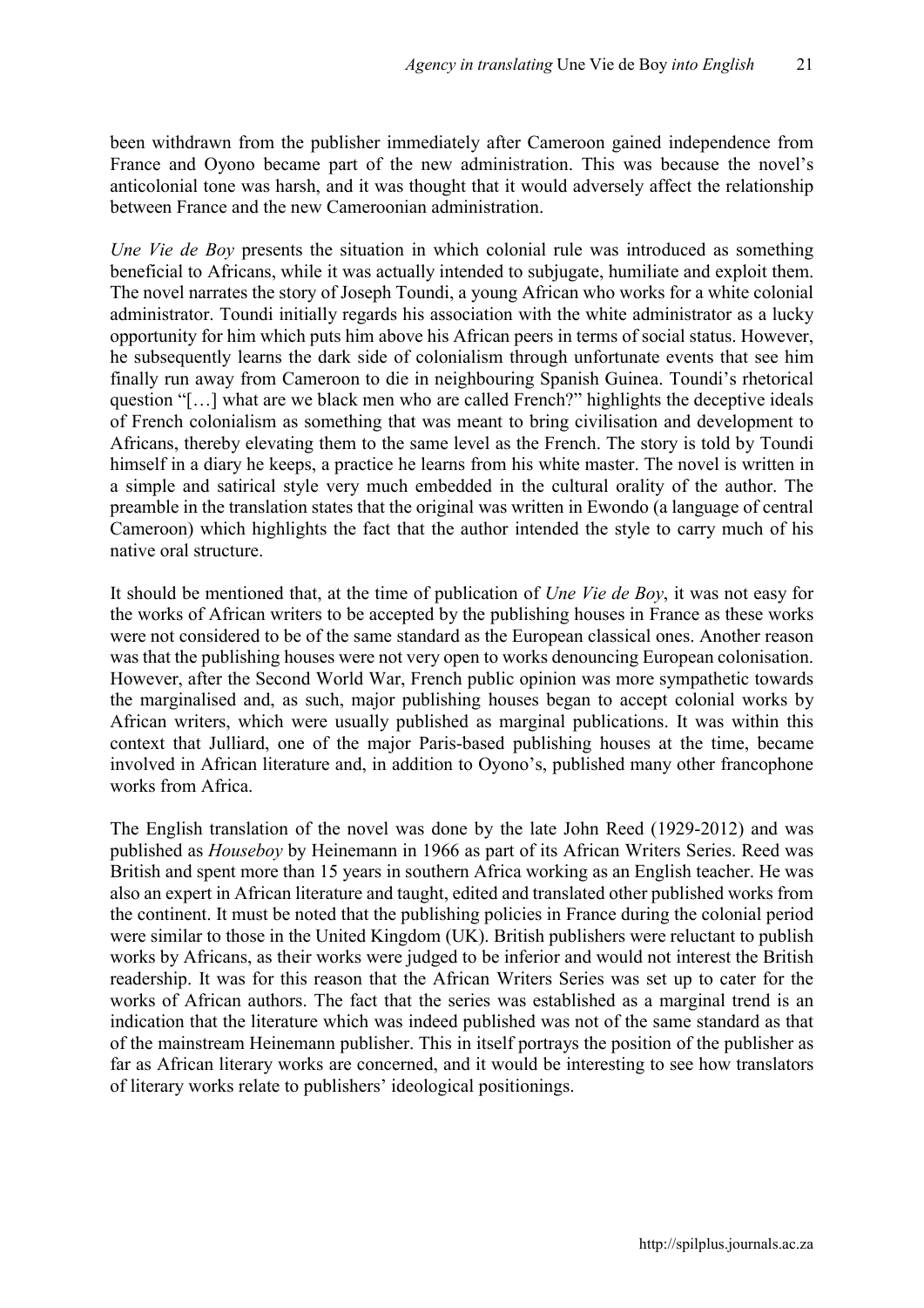been withdrawn from the publisher immediately after Cameroon gained independence from France and Oyono became part of the new administration. This was because the novel's anticolonial tone was harsh, and it was thought that it would adversely affect the relationship between France and the new Cameroonian administration.

*Une Vie de Boy* presents the situation in which colonial rule was introduced as something beneficial to Africans, while it was actually intended to subjugate, humiliate and exploit them. The novel narrates the story of Joseph Toundi, a young African who works for a white colonial administrator. Toundi initially regards his association with the white administrator as a lucky opportunity for him which puts him above his African peers in terms of social status. However, he subsequently learns the dark side of colonialism through unfortunate events that see him finally run away from Cameroon to die in neighbouring Spanish Guinea. Toundi's rhetorical question "[…] what are we black men who are called French?" highlights the deceptive ideals of French colonialism as something that was meant to bring civilisation and development to Africans, thereby elevating them to the same level as the French. The story is told by Toundi himself in a diary he keeps, a practice he learns from his white master. The novel is written in a simple and satirical style very much embedded in the cultural orality of the author. The preamble in the translation states that the original was written in Ewondo (a language of central Cameroon) which highlights the fact that the author intended the style to carry much of his native oral structure.

It should be mentioned that, at the time of publication of *Une Vie de Boy*, it was not easy for the works of African writers to be accepted by the publishing houses in France as these works were not considered to be of the same standard as the European classical ones. Another reason was that the publishing houses were not very open to works denouncing European colonisation. However, after the Second World War, French public opinion was more sympathetic towards the marginalised and, as such, major publishing houses began to accept colonial works by African writers, which were usually published as marginal publications. It was within this context that Julliard, one of the major Paris-based publishing houses at the time, became involved in African literature and, in addition to Oyono's, published many other francophone works from Africa.

The English translation of the novel was done by the late John Reed (1929-2012) and was published as *Houseboy* by Heinemann in 1966 as part of its African Writers Series. Reed was British and spent more than 15 years in southern Africa working as an English teacher. He was also an expert in African literature and taught, edited and translated other published works from the continent. It must be noted that the publishing policies in France during the colonial period were similar to those in the United Kingdom (UK). British publishers were reluctant to publish works by Africans, as their works were judged to be inferior and would not interest the British readership. It was for this reason that the African Writers Series was set up to cater for the works of African authors. The fact that the series was established as a marginal trend is an indication that the literature which was indeed published was not of the same standard as that of the mainstream Heinemann publisher. This in itself portrays the position of the publisher as far as African literary works are concerned, and it would be interesting to see how translators of literary works relate to publishers' ideological positionings.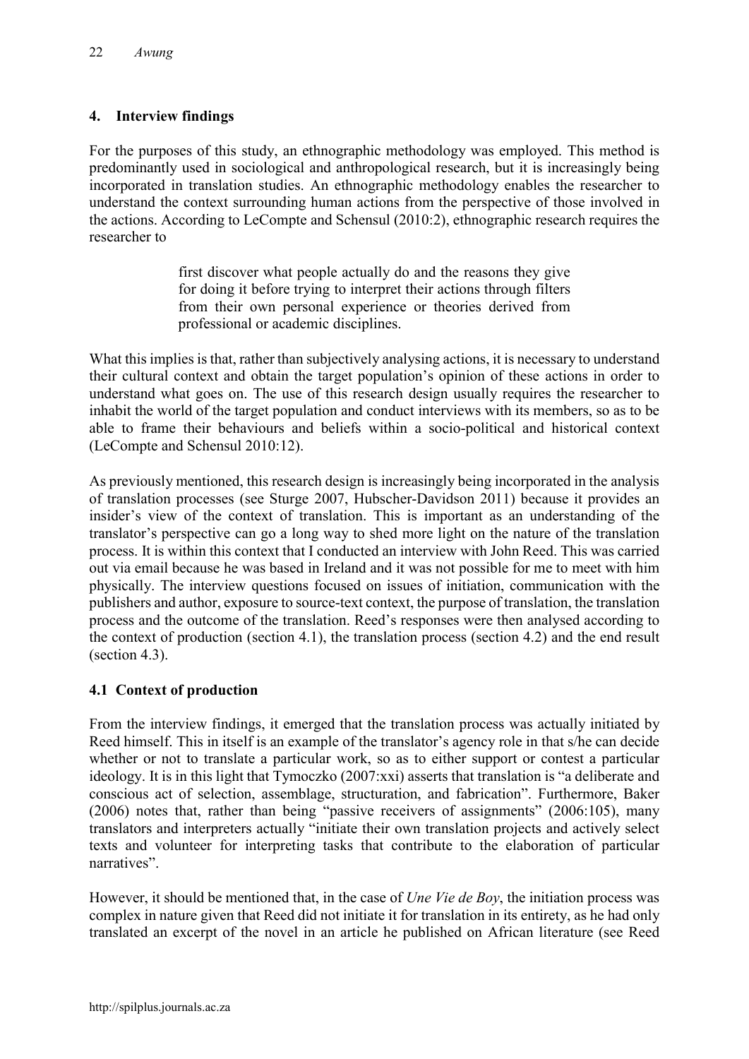## 4. Interview findings

For the purposes of this study, an ethnographic methodology was employed. This method is predominantly used in sociological and anthropological research, but it is increasingly being incorporated in translation studies. An ethnographic methodology enables the researcher to understand the context surrounding human actions from the perspective of those involved in the actions. According to LeCompte and Schensul (2010:2), ethnographic research requires the researcher to

> first discover what people actually do and the reasons they give for doing it before trying to interpret their actions through filters from their own personal experience or theories derived from professional or academic disciplines.

What this implies is that, rather than subjectively analysing actions, it is necessary to understand their cultural context and obtain the target population's opinion of these actions in order to understand what goes on. The use of this research design usually requires the researcher to inhabit the world of the target population and conduct interviews with its members, so as to be able to frame their behaviours and beliefs within a socio-political and historical context (LeCompte and Schensul 2010:12).

As previously mentioned, this research design is increasingly being incorporated in the analysis of translation processes (see Sturge 2007, Hubscher-Davidson 2011) because it provides an insider's view of the context of translation. This is important as an understanding of the translator's perspective can go a long way to shed more light on the nature of the translation process. It is within this context that I conducted an interview with John Reed. This was carried out via email because he was based in Ireland and it was not possible for me to meet with him physically. The interview questions focused on issues of initiation, communication with the publishers and author, exposure to source-text context, the purpose of translation, the translation process and the outcome of the translation. Reed's responses were then analysed according to the context of production (section 4.1), the translation process (section 4.2) and the end result (section 4.3).

### 4.1 Context of production

From the interview findings, it emerged that the translation process was actually initiated by Reed himself. This in itself is an example of the translator's agency role in that s/he can decide whether or not to translate a particular work, so as to either support or contest a particular ideology. It is in this light that Tymoczko (2007:xxi) asserts that translation is "a deliberate and conscious act of selection, assemblage, structuration, and fabrication". Furthermore, Baker (2006) notes that, rather than being "passive receivers of assignments" (2006:105), many translators and interpreters actually "initiate their own translation projects and actively select texts and volunteer for interpreting tasks that contribute to the elaboration of particular narratives".

However, it should be mentioned that, in the case of *Une Vie de Boy*, the initiation process was complex in nature given that Reed did not initiate it for translation in its entirety, as he had only translated an excerpt of the novel in an article he published on African literature (see Reed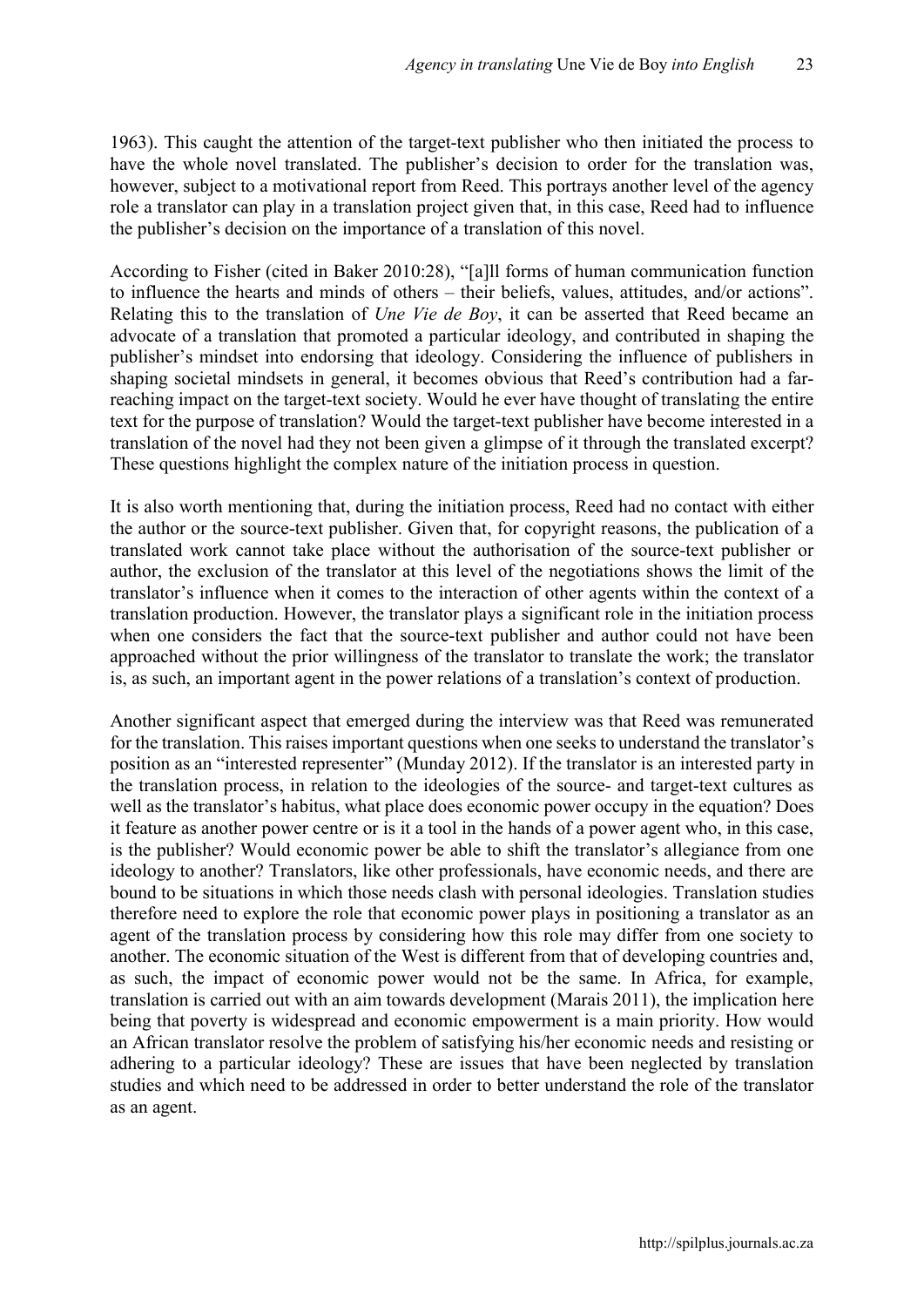1963). This caught the attention of the target-text publisher who then initiated the process to have the whole novel translated. The publisher's decision to order for the translation was, however, subject to a motivational report from Reed. This portrays another level of the agency role a translator can play in a translation project given that, in this case, Reed had to influence the publisher's decision on the importance of a translation of this novel.

According to Fisher (cited in Baker 2010:28), "[a]ll forms of human communication function to influence the hearts and minds of others – their beliefs, values, attitudes, and/or actions". Relating this to the translation of *Une Vie de Boy*, it can be asserted that Reed became an advocate of a translation that promoted a particular ideology, and contributed in shaping the publisher's mindset into endorsing that ideology. Considering the influence of publishers in shaping societal mindsets in general, it becomes obvious that Reed's contribution had a far-reaching impact on the target-text society. Would he ever have thought of translating the entire text for the purpose of translation? Would the target-text publisher have become interested in a translation of the novel had they not been given a glimpse of it through the translated excerpt? These questions highlight the complex nature of the initiation process in question.

It is also worth mentioning that, during the initiation process, Reed had no contact with either the author or the source-text publisher. Given that, for copyright reasons, the publication of a translated work cannot take place without the authorisation of the source-text publisher or author, the exclusion of the translator at this level of the negotiations shows the limit of the translator's influence when it comes to the interaction of other agents within the context of a translation production. However, the translator plays a significant role in the initiation process when one considers the fact that the source-text publisher and author could not have been approached without the prior willingness of the translator to translate the work; the translator is, as such, an important agent in the power relations of a translation's context of production.

Another significant aspect that emerged during the interview was that Reed was remunerated for the translation. This raises important questions when one seeks to understand the translator's position as an "interested representer" (Munday 2012). If the translator is an interested party in the translation process, in relation to the ideologies of the source- and target-text cultures as well as the translator's habitus, what place does economic power occupy in the equation? Does it feature as another power centre or is it a tool in the hands of a power agent who, in this case, is the publisher? Would economic power be able to shift the translator's allegiance from one ideology to another? Translators, like other professionals, have economic needs, and there are bound to be situations in which those needs clash with personal ideologies. Translation studies therefore need to explore the role that economic power plays in positioning a translator as an agent of the translation process by considering how this role may differ from one society to another. The economic situation of the West is different from that of developing countries and, as such, the impact of economic power would not be the same. In Africa, for example, translation is carried out with an aim towards development (Marais 2011), the implication here being that poverty is widespread and economic empowerment is a main priority. How would an African translator resolve the problem of satisfying his/her economic needs and resisting or adhering to a particular ideology? These are issues that have been neglected by translation studies and which need to be addressed in order to better understand the role of the translator as an agent.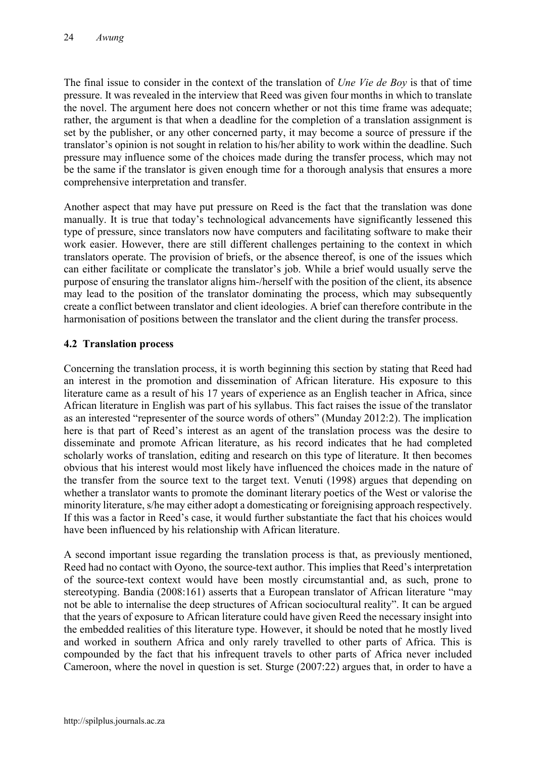The final issue to consider in the context of the translation of *Une Vie de Boy* is that of time pressure. It was revealed in the interview that Reed was given four months in which to translate the novel. The argument here does not concern whether or not this time frame was adequate; rather, the argument is that when a deadline for the completion of a translation assignment is set by the publisher, or any other concerned party, it may become a source of pressure if the translator's opinion is not sought in relation to his/her ability to work within the deadline. Such pressure may influence some of the choices made during the transfer process, which may not be the same if the translator is given enough time for a thorough analysis that ensures a more comprehensive interpretation and transfer.

Another aspect that may have put pressure on Reed is the fact that the translation was done manually. It is true that today's technological advancements have significantly lessened this type of pressure, since translators now have computers and facilitating software to make their work easier. However, there are still different challenges pertaining to the context in which translators operate. The provision of briefs, or the absence thereof, is one of the issues which can either facilitate or complicate the translator's job. While a brief would usually serve the purpose of ensuring the translator aligns him-/herself with the position of the client, its absence may lead to the position of the translator dominating the process, which may subsequently create a conflict between translator and client ideologies. A brief can therefore contribute in the harmonisation of positions between the translator and the client during the transfer process.

### 4.2 Translation process

Concerning the translation process, it is worth beginning this section by stating that Reed had an interest in the promotion and dissemination of African literature. His exposure to this literature came as a result of his 17 years of experience as an English teacher in Africa, since African literature in English was part of his syllabus. This fact raises the issue of the translator as an interested "representer of the source words of others" (Munday 2012:2). The implication here is that part of Reed's interest as an agent of the translation process was the desire to disseminate and promote African literature, as his record indicates that he had completed scholarly works of translation, editing and research on this type of literature. It then becomes obvious that his interest would most likely have influenced the choices made in the nature of the transfer from the source text to the target text. Venuti (1998) argues that depending on whether a translator wants to promote the dominant literary poetics of the West or valorise the minority literature, s/he may either adopt a domesticating or foreignising approach respectively. If this was a factor in Reed's case, it would further substantiate the fact that his choices would have been influenced by his relationship with African literature.

A second important issue regarding the translation process is that, as previously mentioned, Reed had no contact with Oyono, the source-text author. This implies that Reed's interpretation of the source-text context would have been mostly circumstantial and, as such, prone to stereotyping. Bandia (2008:161) asserts that a European translator of African literature "may not be able to internalise the deep structures of African sociocultural reality". It can be argued that the years of exposure to African literature could have given Reed the necessary insight into the embedded realities of this literature type. However, it should be noted that he mostly lived and worked in southern Africa and only rarely travelled to other parts of Africa. This is compounded by the fact that his infrequent travels to other parts of Africa never included Cameroon, where the novel in question is set. Sturge (2007:22) argues that, in order to have a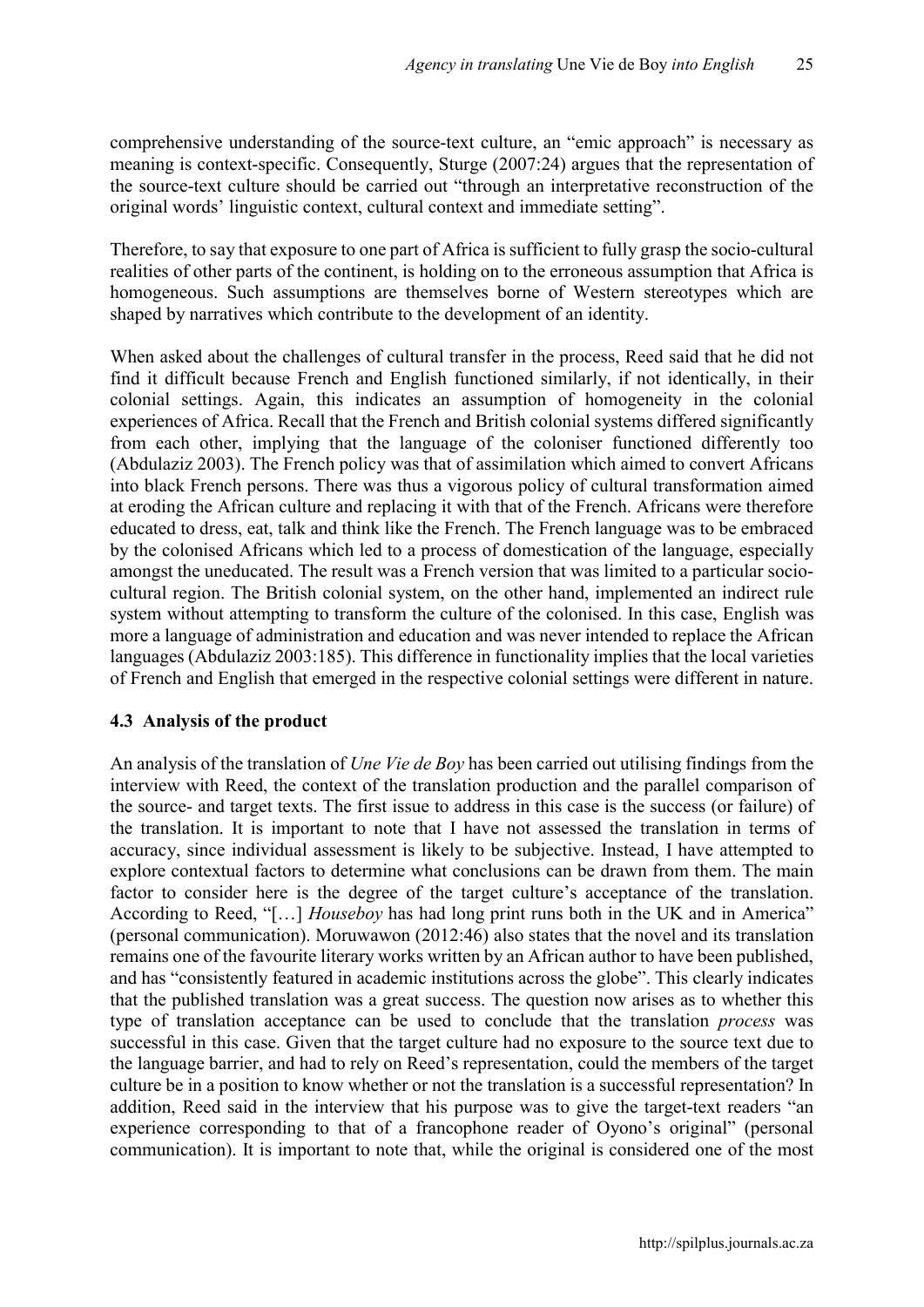comprehensive understanding of the source-text culture, an "emic approach" is necessary as meaning is context-specific. Consequently, Sturge (2007:24) argues that the representation of the source-text culture should be carried out "through an interpretative reconstruction of the original words' linguistic context, cultural context and immediate setting".

Therefore, to say that exposure to one part of Africa is sufficient to fully grasp the socio-cultural realities of other parts of the continent, is holding on to the erroneous assumption that Africa is homogeneous. Such assumptions are themselves borne of Western stereotypes which are shaped by narratives which contribute to the development of an identity.

When asked about the challenges of cultural transfer in the process, Reed said that he did not find it difficult because French and English functioned similarly, if not identically, in their colonial settings. Again, this indicates an assumption of homogeneity in the colonial experiences of Africa. Recall that the French and British colonial systems differed significantly from each other, implying that the language of the coloniser functioned differently too (Abdulaziz 2003). The French policy was that of assimilation which aimed to convert Africans into black French persons. There was thus a vigorous policy of cultural transformation aimed at eroding the African culture and replacing it with that of the French. Africans were therefore educated to dress, eat, talk and think like the French. The French language was to be embraced by the colonised Africans which led to a process of domestication of the language, especially amongst the uneducated. The result was a French version that was limited to a particular socio-cultural region. The British colonial system, on the other hand, implemented an indirect rule system without attempting to transform the culture of the colonised. In this case, English was more a language of administration and education and was never intended to replace the African languages (Abdulaziz 2003:185). This difference in functionality implies that the local varieties of French and English that emerged in the respective colonial settings were different in nature.

### 4.3 Analysis of the product

An analysis of the translation of *Une Vie de Boy* has been carried out utilising findings from the interview with Reed, the context of the translation production and the parallel comparison of the source- and target texts. The first issue to address in this case is the success (or failure) of the translation. It is important to note that I have not assessed the translation in terms of accuracy, since individual assessment is likely to be subjective. Instead, I have attempted to explore contextual factors to determine what conclusions can be drawn from them. The main factor to consider here is the degree of the target culture's acceptance of the translation. According to Reed, "[…] *Houseboy* has had long print runs both in the UK and in America" (personal communication). Moruwawon (2012:46) also states that the novel and its translation remains one of the favourite literary works written by an African author to have been published, and has "consistently featured in academic institutions across the globe". This clearly indicates that the published translation was a great success. The question now arises as to whether this type of translation acceptance can be used to conclude that the translation *process* was successful in this case. Given that the target culture had no exposure to the source text due to the language barrier, and had to rely on Reed's representation, could the members of the target culture be in a position to know whether or not the translation is a successful representation? In addition, Reed said in the interview that his purpose was to give the target-text readers "an experience corresponding to that of a francophone reader of Oyono's original" (personal communication). It is important to note that, while the original is considered one of the most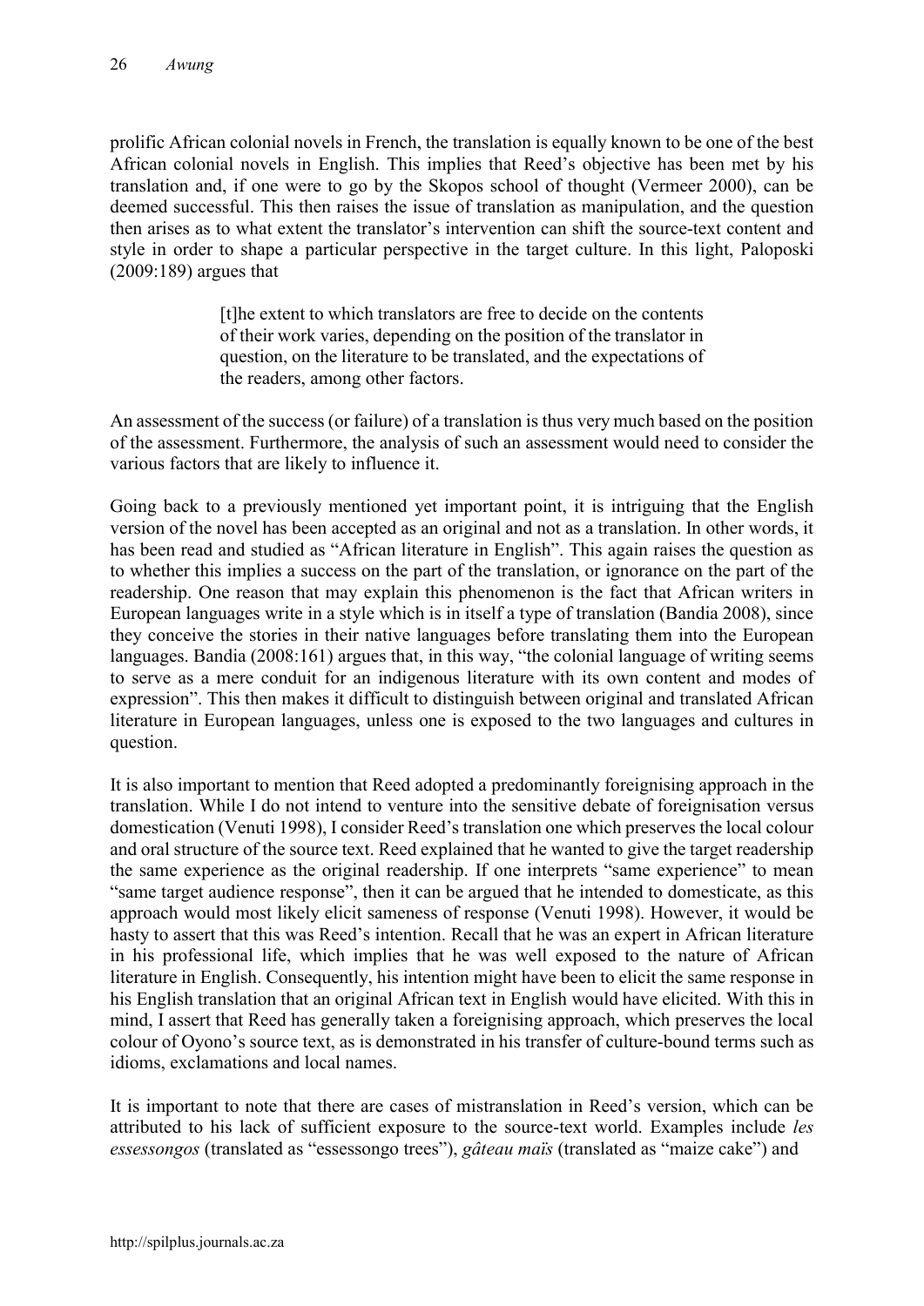prolific African colonial novels in French, the translation is equally known to be one of the best African colonial novels in English. This implies that Reed's objective has been met by his translation and, if one were to go by the Skopos school of thought (Vermeer 2000), can be deemed successful. This then raises the issue of translation as manipulation, and the question then arises as to what extent the translator's intervention can shift the source-text content and style in order to shape a particular perspective in the target culture. In this light, Paloposki (2009:189) argues that

> [t]he extent to which translators are free to decide on the contents of their work varies, depending on the position of the translator in question, on the literature to be translated, and the expectations of the readers, among other factors.

An assessment of the success (or failure) of a translation is thus very much based on the position of the assessment. Furthermore, the analysis of such an assessment would need to consider the various factors that are likely to influence it.

Going back to a previously mentioned yet important point, it is intriguing that the English version of the novel has been accepted as an original and not as a translation. In other words, it has been read and studied as "African literature in English". This again raises the question as to whether this implies a success on the part of the translation, or ignorance on the part of the readership. One reason that may explain this phenomenon is the fact that African writers in European languages write in a style which is in itself a type of translation (Bandia 2008), since they conceive the stories in their native languages before translating them into the European languages. Bandia (2008:161) argues that, in this way, "the colonial language of writing seems to serve as a mere conduit for an indigenous literature with its own content and modes of expression". This then makes it difficult to distinguish between original and translated African literature in European languages, unless one is exposed to the two languages and cultures in question.

It is also important to mention that Reed adopted a predominantly foreignising approach in the translation. While I do not intend to venture into the sensitive debate of foreignisation versus domestication (Venuti 1998), I consider Reed's translation one which preserves the local colour and oral structure of the source text. Reed explained that he wanted to give the target readership the same experience as the original readership. If one interprets "same experience" to mean "same target audience response", then it can be argued that he intended to domesticate, as this approach would most likely elicit sameness of response (Venuti 1998). However, it would be hasty to assert that this was Reed's intention. Recall that he was an expert in African literature in his professional life, which implies that he was well exposed to the nature of African literature in English. Consequently, his intention might have been to elicit the same response in his English translation that an original African text in English would have elicited. With this in mind, I assert that Reed has generally taken a foreignising approach, which preserves the local colour of Oyono's source text, as is demonstrated in his transfer of culture-bound terms such as idioms, exclamations and local names.

It is important to note that there are cases of mistranslation in Reed's version, which can be attributed to his lack of sufficient exposure to the source-text world. Examples include *les essessongos* (translated as "essessongo trees"), *gâteau maïs* (translated as "maize cake") and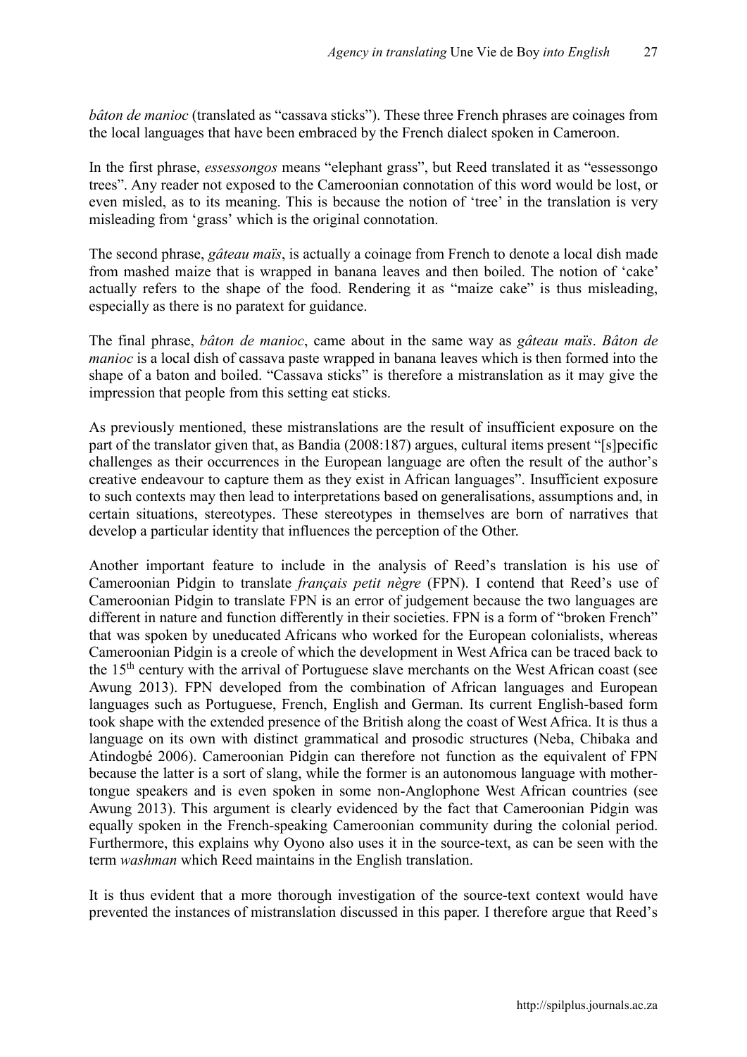*bâton de manioc* (translated as "cassava sticks"). These three French phrases are coinages from the local languages that have been embraced by the French dialect spoken in Cameroon.

In the first phrase, *essessongos* means "elephant grass", but Reed translated it as "essessongo trees". Any reader not exposed to the Cameroonian connotation of this word would be lost, or even misled, as to its meaning. This is because the notion of 'tree' in the translation is very misleading from 'grass' which is the original connotation.

The second phrase, *gâteau maïs*, is actually a coinage from French to denote a local dish made from mashed maize that is wrapped in banana leaves and then boiled. The notion of 'cake' actually refers to the shape of the food. Rendering it as "maize cake" is thus misleading, especially as there is no paratext for guidance.

The final phrase, *bâton de manioc*, came about in the same way as *gâteau maïs*. *Bâton de manioc* is a local dish of cassava paste wrapped in banana leaves which is then formed into the shape of a baton and boiled. "Cassava sticks" is therefore a mistranslation as it may give the impression that people from this setting eat sticks.

As previously mentioned, these mistranslations are the result of insufficient exposure on the part of the translator given that, as Bandia (2008:187) argues, cultural items present "[s]pecific challenges as their occurrences in the European language are often the result of the author's creative endeavour to capture them as they exist in African languages". Insufficient exposure to such contexts may then lead to interpretations based on generalisations, assumptions and, in certain situations, stereotypes. These stereotypes in themselves are born of narratives that develop a particular identity that influences the perception of the Other.

Another important feature to include in the analysis of Reed's translation is his use of Cameroonian Pidgin to translate *français petit nègre* (FPN). I contend that Reed's use of Cameroonian Pidgin to translate FPN is an error of judgement because the two languages are different in nature and function differently in their societies. FPN is a form of "broken French" that was spoken by uneducated Africans who worked for the European colonialists, whereas Cameroonian Pidgin is a creole of which the development in West Africa can be traced back to the 15th century with the arrival of Portuguese slave merchants on the West African coast (see Awung 2013). FPN developed from the combination of African languages and European languages such as Portuguese, French, English and German. Its current English-based form took shape with the extended presence of the British along the coast of West Africa. It is thus a language on its own with distinct grammatical and prosodic structures (Neba, Chibaka and Atindogbé 2006). Cameroonian Pidgin can therefore not function as the equivalent of FPN because the latter is a sort of slang, while the former is an autonomous language with mother-tongue speakers and is even spoken in some non-Anglophone West African countries (see Awung 2013). This argument is clearly evidenced by the fact that Cameroonian Pidgin was equally spoken in the French-speaking Cameroonian community during the colonial period. Furthermore, this explains why Oyono also uses it in the source-text, as can be seen with the term *washman* which Reed maintains in the English translation.

It is thus evident that a more thorough investigation of the source-text context would have prevented the instances of mistranslation discussed in this paper. I therefore argue that Reed's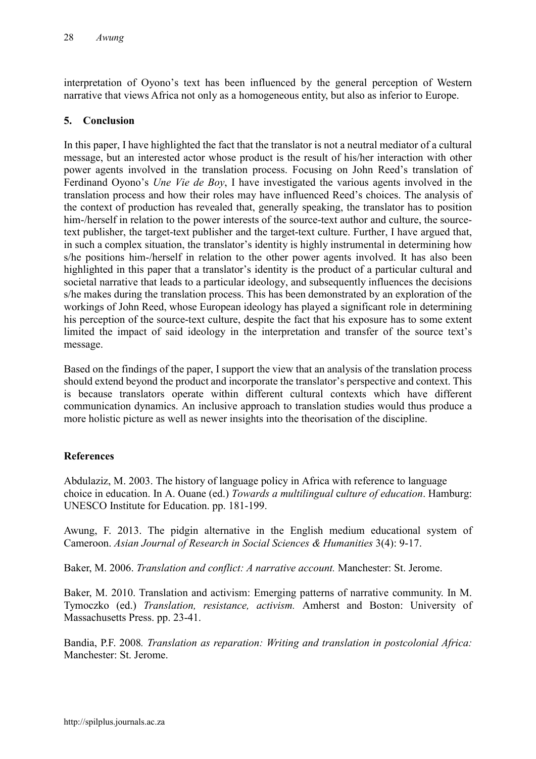interpretation of Oyono's text has been influenced by the general perception of Western narrative that views Africa not only as a homogeneous entity, but also as inferior to Europe.

## 5. Conclusion

In this paper, I have highlighted the fact that the translator is not a neutral mediator of a cultural message, but an interested actor whose product is the result of his/her interaction with other power agents involved in the translation process. Focusing on John Reed's translation of Ferdinand Oyono's *Une Vie de Boy*, I have investigated the various agents involved in the translation process and how their roles may have influenced Reed's choices. The analysis of the context of production has revealed that, generally speaking, the translator has to position him-/herself in relation to the power interests of the source-text author and culture, the source-text publisher, the target-text publisher and the target-text culture. Further, I have argued that, in such a complex situation, the translator's identity is highly instrumental in determining how s/he positions him-/herself in relation to the other power agents involved. It has also been highlighted in this paper that a translator's identity is the product of a particular cultural and societal narrative that leads to a particular ideology, and subsequently influences the decisions s/he makes during the translation process. This has been demonstrated by an exploration of the workings of John Reed, whose European ideology has played a significant role in determining his perception of the source-text culture, despite the fact that his exposure has to some extent limited the impact of said ideology in the interpretation and transfer of the source text's message.

Based on the findings of the paper, I support the view that an analysis of the translation process should extend beyond the product and incorporate the translator's perspective and context. This is because translators operate within different cultural contexts which have different communication dynamics. An inclusive approach to translation studies would thus produce a more holistic picture as well as newer insights into the theorisation of the discipline.

## References

Abdulaziz, M. 2003. The history of language policy in Africa with reference to language choice in education. In A. Ouane (ed.) *Towards a multilingual culture of education*. Hamburg: UNESCO Institute for Education. pp. 181-199.

Awung, F. 2013. The pidgin alternative in the English medium educational system of Cameroon. *Asian Journal of Research in Social Sciences & Humanities* 3(4): 9-17.

Baker, M. 2006. *Translation and conflict: A narrative account.* Manchester: St. Jerome.

Baker, M. 2010. Translation and activism: Emerging patterns of narrative community. In M. Tymoczko (ed.) *Translation, resistance, activism.* Amherst and Boston: University of Massachusetts Press. pp. 23-41.

Bandia, P.F. 2008. *Translation as reparation: Writing and translation in postcolonial Africa:* Manchester: St. Jerome.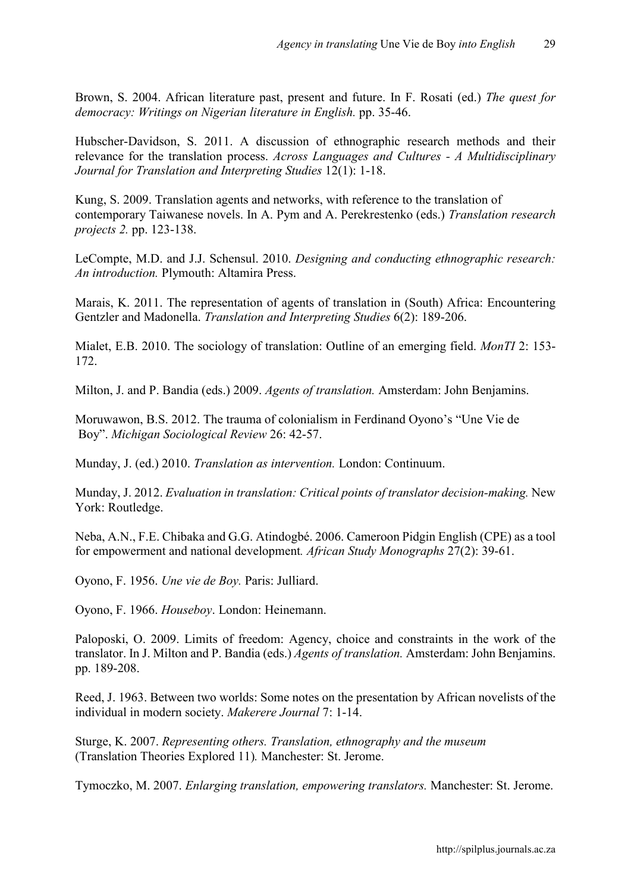Brown, S. 2004. African literature past, present and future. In F. Rosati (ed.) *The quest for democracy: Writings on Nigerian literature in English.* pp. 35-46.

Hubscher-Davidson, S. 2011. A discussion of ethnographic research methods and their relevance for the translation process. *Across Languages and Cultures - A Multidisciplinary Journal for Translation and Interpreting Studies* 12(1): 1-18.

Kung, S. 2009. Translation agents and networks, with reference to the translation of contemporary Taiwanese novels. In A. Pym and A. Perekrestenko (eds.) *Translation research projects 2.* pp. 123-138.

LeCompte, M.D. and J.J. Schensul. 2010. *Designing and conducting ethnographic research: An introduction.* Plymouth: Altamira Press.

Marais, K. 2011. The representation of agents of translation in (South) Africa: Encountering Gentzler and Madonella. *Translation and Interpreting Studies* 6(2): 189-206.

Mialet, E.B. 2010. The sociology of translation: Outline of an emerging field. *MonTI* 2: 153-172.

Milton, J. and P. Bandia (eds.) 2009. *Agents of translation.* Amsterdam: John Benjamins.

Moruwawon, B.S. 2012. The trauma of colonialism in Ferdinand Oyono's "Une Vie de Boy". *Michigan Sociological Review* 26: 42-57.

Munday, J. (ed.) 2010. *Translation as intervention.* London: Continuum.

Munday, J. 2012. *Evaluation in translation: Critical points of translator decision-making.* New York: Routledge.

Neba, A.N., F.E. Chibaka and G.G. Atindogbé. 2006. Cameroon Pidgin English (CPE) as a tool for empowerment and national development. *African Study Monographs* 27(2): 39-61.

Oyono, F. 1956. *Une vie de Boy.* Paris: Julliard.

Oyono, F. 1966. *Houseboy*. London: Heinemann.

Paloposki, O. 2009. Limits of freedom: Agency, choice and constraints in the work of the translator. In J. Milton and P. Bandia (eds.) *Agents of translation.* Amsterdam: John Benjamins. pp. 189-208.

Reed, J. 1963. Between two worlds: Some notes on the presentation by African novelists of the individual in modern society. *Makerere Journal* 7: 1-14.

Sturge, K. 2007. *Representing others. Translation, ethnography and the museum* (Translation Theories Explored 11)*.* Manchester: St. Jerome.

Tymoczko, M. 2007. *Enlarging translation, empowering translators.* Manchester: St. Jerome.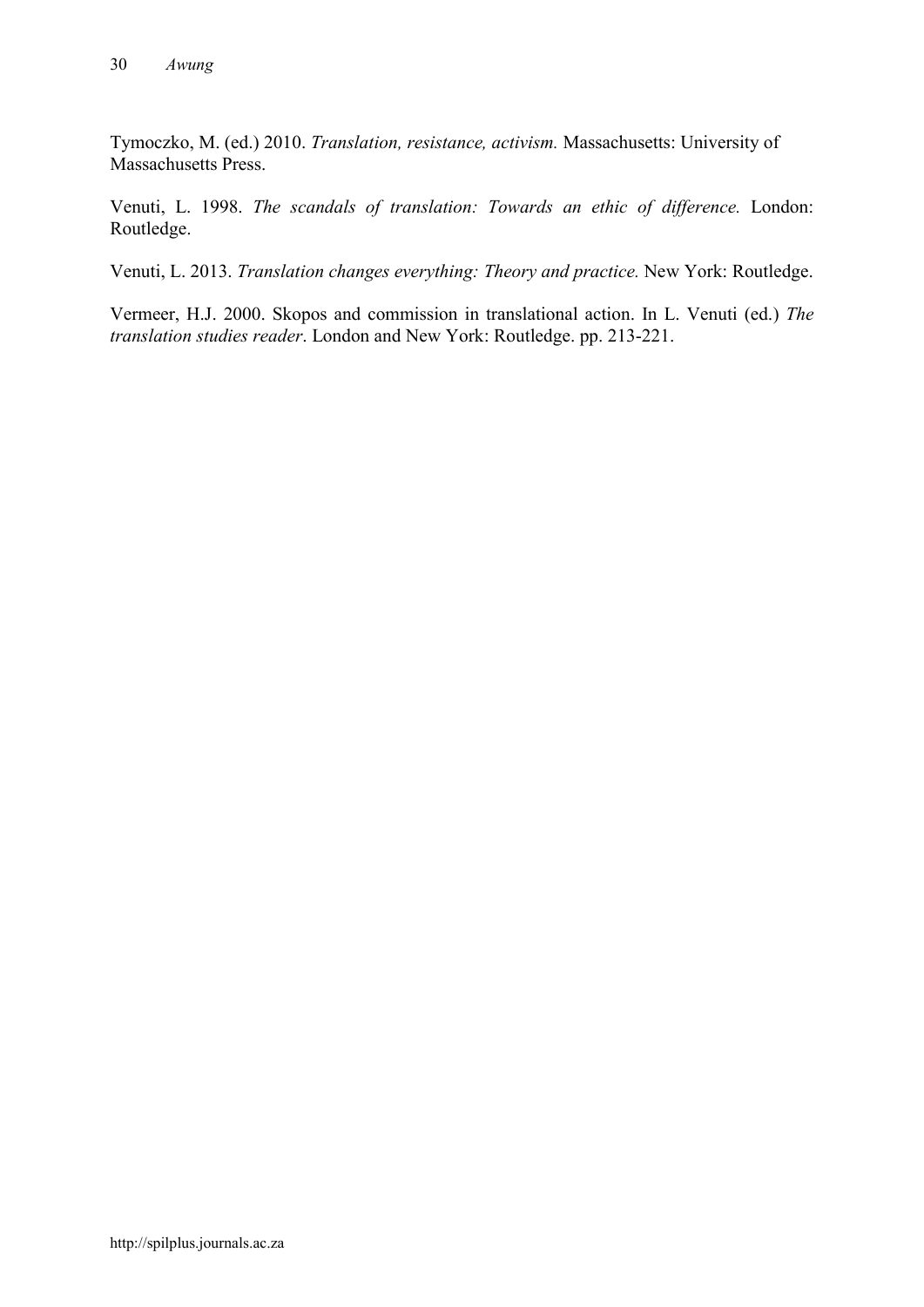Tymoczko, M. (ed.) 2010. *Translation, resistance, activism.* Massachusetts: University of Massachusetts Press.

Venuti, L. 1998. *The scandals of translation: Towards an ethic of difference.* London: Routledge.

Venuti, L. 2013. *Translation changes everything: Theory and practice.* New York: Routledge.

Vermeer, H.J. 2000. Skopos and commission in translational action. In L. Venuti (ed.) *The translation studies reader*. London and New York: Routledge. pp. 213-221.